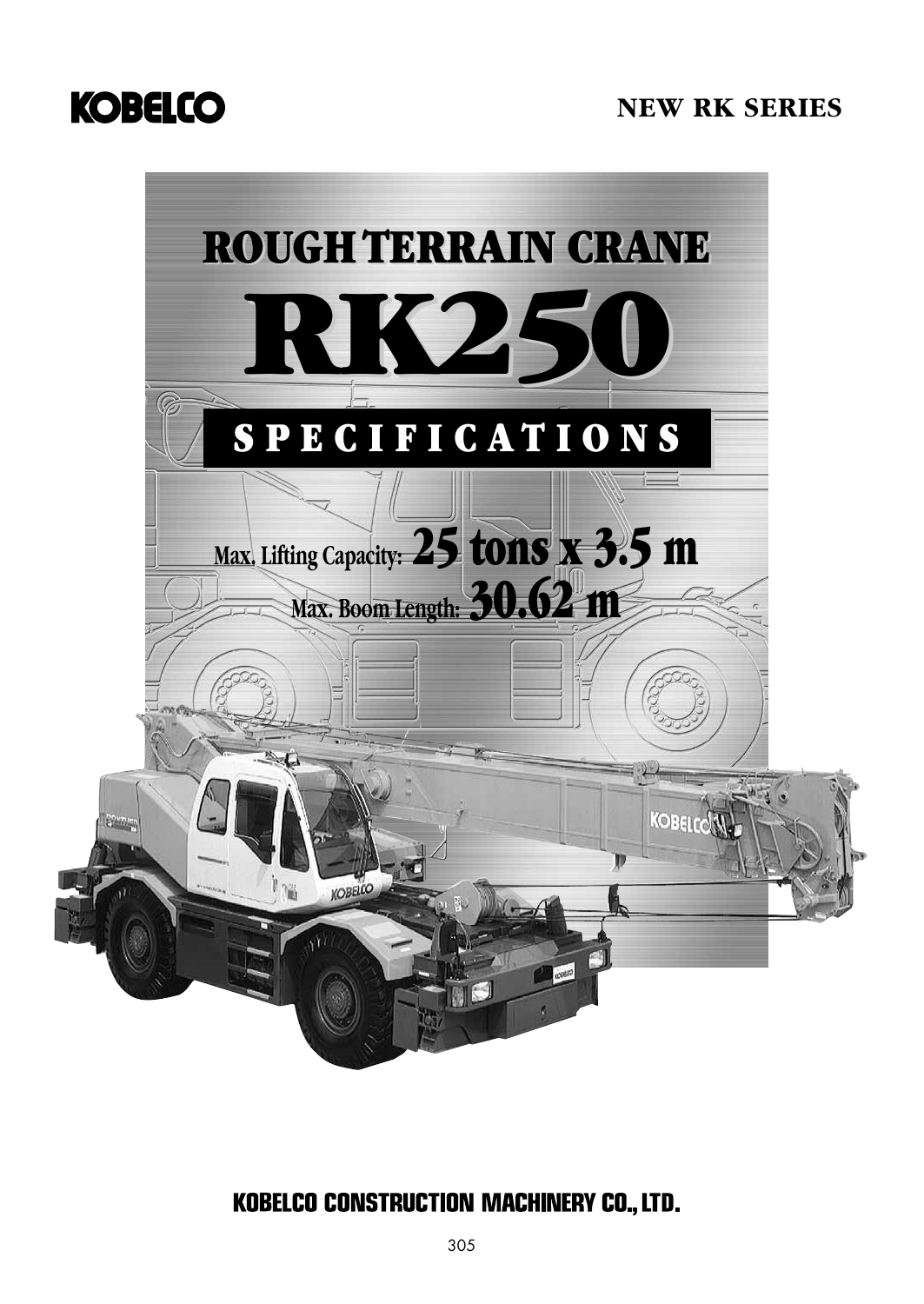KOBELCO

NEW RK SERIES

# ROUGH TERRAIN CRANE

# RK250

## SPECIFICATIONS

**Max. Lifting Capacity: 25 tons x 3.5 m**

**Max. Boom Length: 30.62 m**

**KOBELCO CONSTRUCTION MACHINERY CO., LTD.**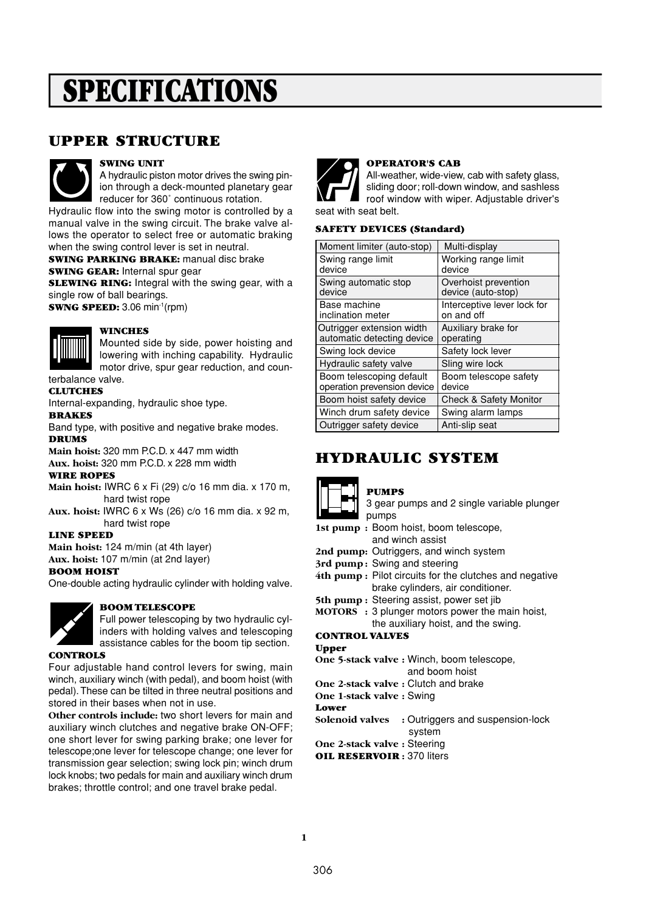# SPECIFICATIONS

## UPPER STRUCTURE

### SWING UNIT

A hydraulic piston motor drives the swing pinion through a deck-mounted planetary gear reducer for 360° continuous rotation.

Hydraulic flow into the swing motor is controlled by a manual valve in the swing circuit. The brake valve allows the operator to select free or automatic braking when the swing control lever is set in neutral.

**SWING PARKING BRAKE:** manual disc brake
**SWING GEAR:** Internal spur gear
**SLEWING RING:** Integral with the swing gear, with a single row of ball bearings.
**SWNG SPEED:** 3.06 min$^{-1}$(rpm)

### WINCHES

Mounted side by side, power hoisting and lowering with inching capability. Hydraulic motor drive, spur gear reduction, and counterbalance valve.

**CLUTCHES**

Internal-expanding, hydraulic shoe type.

**BRAKES**

Band type, with positive and negative brake modes.

**DRUMS**

**Main hoist:** 320 mm P.C.D. x 447 mm width
**Aux. hoist:** 320 mm P.C.D. x 228 mm width

**WIRE ROPES**

**Main hoist:** IWRC 6 x Fi (29) c/o 16 mm dia. x 170 m, hard twist rope
**Aux. hoist:** IWRC 6 x Ws (26) c/o 16 mm dia. x 92 m, hard twist rope

**LINE SPEED**

**Main hoist:** 124 m/min (at 4th layer)
**Aux. hoist:** 107 m/min (at 2nd layer)

**BOOM HOIST**

One-double acting hydraulic cylinder with holding valve.

### BOOM TELESCOPE

Full power telescoping by two hydraulic cylinders with holding valves and telescoping assistance cables for the boom tip section.

**CONTROLS**

Four adjustable hand control levers for swing, main winch, auxiliary winch (with pedal), and boom hoist (with pedal). These can be tilted in three neutral positions and stored in their bases when not in use.

**Other controls include:** two short levers for main and auxiliary winch clutches and negative brake ON-OFF; one short lever for swing parking brake; one lever for telescope;one lever for telescope change; one lever for transmission gear selection; swing lock pin; winch drum lock knobs; two pedals for main and auxiliary winch drum brakes; throttle control; and one travel brake pedal.

### OPERATOR'S CAB

All-weather, wide-view, cab with safety glass, sliding door; roll-down window, and sashless roof window with wiper. Adjustable driver's seat with seat belt.

**SAFETY DEVICES (Standard)**

| | |
|---|---|
| Moment limiter (auto-stop) | Multi-display |
| Swing range limit device | Working range limit device |
| Swing automatic stop device | Overhoist prevention device (auto-stop) |
| Base machine inclination meter | Interceptive lever lock for on and off |
| Outrigger extension width automatic detecting device | Auxiliary brake for operating |
| Swing lock device | Safety lock lever |
| Hydraulic safety valve | Sling wire lock |
| Boom telescoping default operation prevension device | Boom telescope safety device |
| Boom hoist safety device | Check & Safety Monitor |
| Winch drum safety device | Swing alarm lamps |
| Outrigger safety device | Anti-slip seat |

## HYDRAULIC SYSTEM

### PUMPS

3 gear pumps and 2 single variable plunger pumps

**1st pump :** Boom hoist, boom telescope, and winch assist
**2nd pump:** Outriggers, and winch system
**3rd pump :** Swing and steering
**4th pump :** Pilot circuits for the clutches and negative brake cylinders, air conditioner.
**5th pump :** Steering assist, power set jib
**MOTORS :** 3 plunger motors power the main hoist, the auxiliary hoist, and the swing.

**CONTROL VALVES**

**Upper**

**One 5-stack valve :** Winch, boom telescope, and boom hoist
**One 2-stack valve :** Clutch and brake
**One 1-stack valve :** Swing

**Lower**

**Solenoid valves :** Outriggers and suspension-lock system
**One 2-stack valve :** Steering

**OIL RESERVOIR :** 370 liters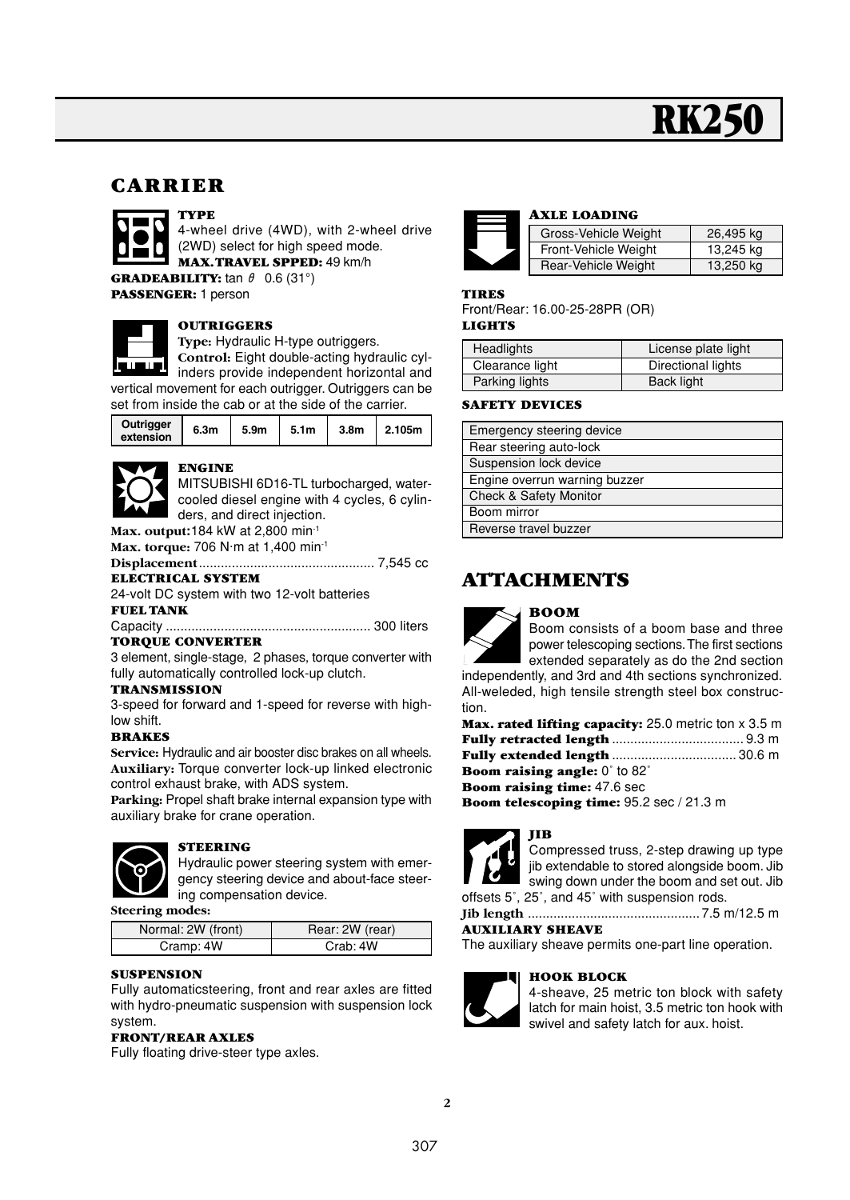# RK250

## CARRIER

**TYPE**
4-wheel drive (4WD), with 2-wheel drive (2WD) select for high speed mode.
**MAX. TRAVEL SPPED:** 49 km/h
**GRADEABILITY:** tan $\theta$ 0.6 (31°)
**PASSENGER:** 1 person

**OUTRIGGERS**
**Type:** Hydraulic H-type outriggers.
**Control:** Eight double-acting hydraulic cylinders provide independent horizontal and vertical movement for each outrigger. Outriggers can be set from inside the cab or at the side of the carrier.

| Outrigger extension | 6.3m | 5.9m | 5.1m | 3.8m | 2.105m |
|---|---|---|---|---|---|

**ENGINE**
MITSUBISHI 6D16-TL turbocharged, water-cooled diesel engine with 4 cycles, 6 cylinders, and direct injection.
**Max. output:** 184 kW at 2,800 min$^{-1}$
**Max. torque:** 706 N·m at 1,400 min$^{-1}$
**Displacement** ................................................ 7,545 cc

**ELECTRICAL SYSTEM**
24-volt DC system with two 12-volt batteries

**FUEL TANK**
Capacity ....................................................... 300 liters

**TORQUE CONVERTER**
3 element, single-stage, 2 phases, torque converter with fully automatically controlled lock-up clutch.

**TRANSMISSION**
3-speed for forward and 1-speed for reverse with high-low shift.

**BRAKES**
**Service:** Hydraulic and air booster disc brakes on all wheels.
**Auxiliary:** Torque converter lock-up linked electronic control exhaust brake, with ADS system.
**Parking:** Propel shaft brake internal expansion type with auxiliary brake for crane operation.

**STEERING**
Hydraulic power steering system with emergency steering device and about-face steering compensation device.
**Steering modes:**

| Normal: 2W (front) | Rear: 2W (rear) |
|---|---|
| Cramp: 4W | Crab: 4W |

**SUSPENSION**
Fully automaticsteering, front and rear axles are fitted with hydro-pneumatic suspension with suspension lock system.

**FRONT/REAR AXLES**
Fully floating drive-steer type axles.

**AXLE LOADING**

| Gross-Vehicle Weight | 26,495 kg |
|---|---|
| Front-Vehicle Weight | 13,245 kg |
| Rear-Vehicle Weight | 13,250 kg |

**TIRES**
Front/Rear: 16.00-25-28PR (OR)

**LIGHTS**

| Headlights | License plate light |
|---|---|
| Clearance light | Directional lights |
| Parking lights | Back light |

**SAFETY DEVICES**

| Emergency steering device |
|---|
| Rear steering auto-lock |
| Suspension lock device |
| Engine overrun warning buzzer |
| Check & Safety Monitor |
| Boom mirror |
| Reverse travel buzzer |

## ATTACHMENTS

**BOOM**
Boom consists of a boom base and three power telescoping sections. The first sections extended separately as do the 2nd section independently, and 3rd and 4th sections synchronized. All-weleded, high tensile strength steel box construction.
**Max. rated lifting capacity:** 25.0 metric ton x 3.5 m
**Fully retracted length** .................................. 9.3 m
**Fully extended length** ................................ 30.6 m
**Boom raising angle:** 0˚ to 82˚
**Boom raising time:** 47.6 sec
**Boom telescoping time:** 95.2 sec / 21.3 m

**JIB**
Compressed truss, 2-step drawing up type jib extendable to stored alongside boom. Jib swing down under the boom and set out. Jib offsets 5˚, 25˚, and 45˚ with suspension rods.
**Jib length** .............................................. 7.5 m/12.5 m

**AUXILIARY SHEAVE**
The auxiliary sheave permits one-part line operation.

**HOOK BLOCK**
4-sheave, 25 metric ton block with safety latch for main hoist, 3.5 metric ton hook with swivel and safety latch for aux. hoist.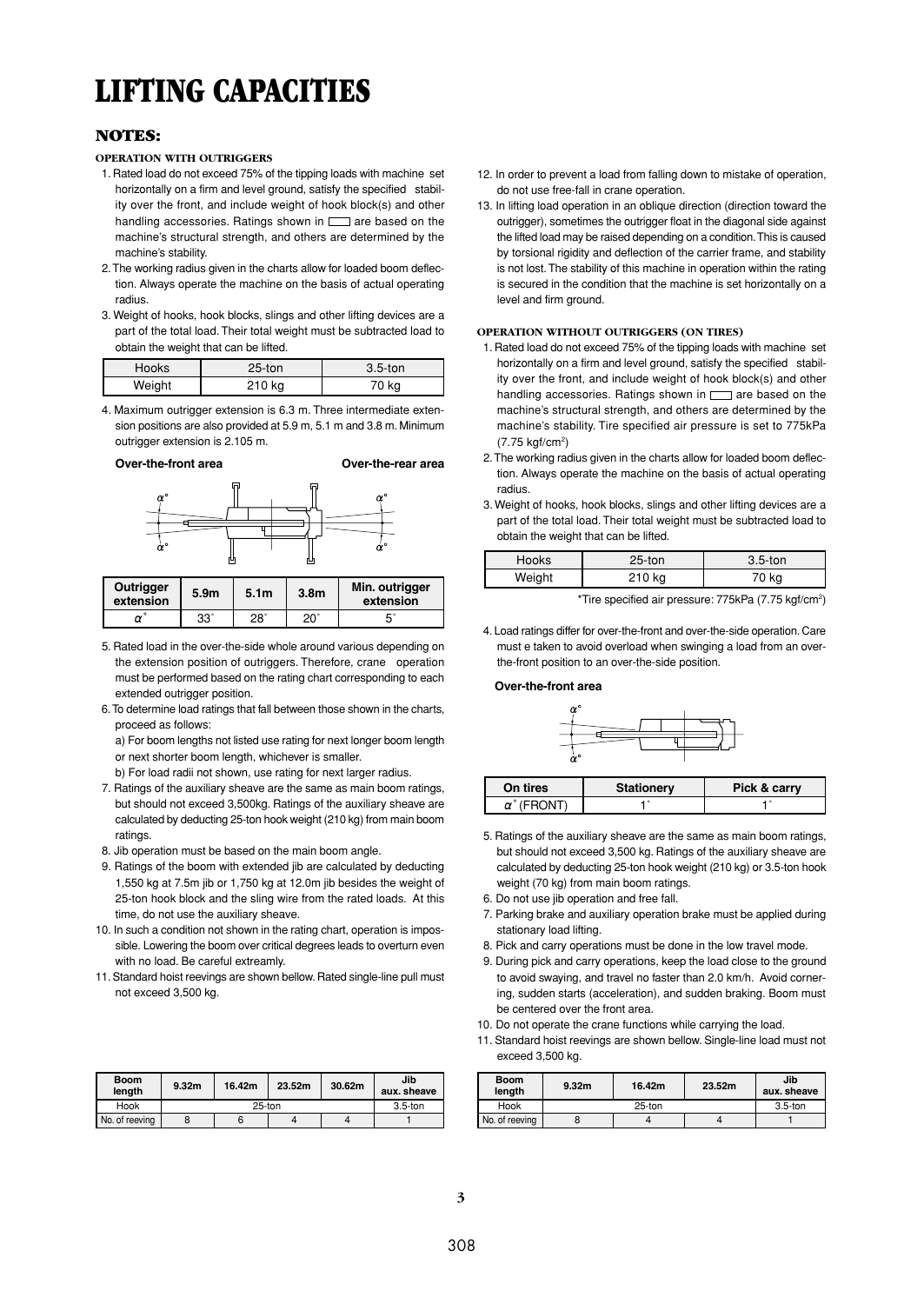# LIFTING CAPACITIES

## NOTES:

### OPERATION WITH OUTRIGGERS

1. Rated load do not exceed 75% of the tipping loads with machine set horizontally on a firm and level ground, satisfy the specified stability over the front, and include weight of hook block(s) and other handling accessories. Ratings shown in ▭ are based on the machine's structural strength, and others are determined by the machine's stability.
2. The working radius given in the charts allow for loaded boom deflection. Always operate the machine on the basis of actual operating radius.
3. Weight of hooks, hook blocks, slings and other lifting devices are a part of the total load. Their total weight must be subtracted load to obtain the weight that can be lifted.

| Hooks | 25-ton | 3.5-ton |
|---|---|---|
| Weight | 210 kg | 70 kg |

4. Maximum outrigger extension is 6.3 m. Three intermediate extension positions are also provided at 5.9 m, 5.1 m and 3.8 m. Minimum outrigger extension is 2.105 m.

**Over-the-front area** **Over-the-rear area**

| Outrigger extension | 5.9m | 5.1m | 3.8m | Min. outrigger extension |
|---|---|---|---|---|
| $\alpha^\circ$ | 33° | 28° | 20° | 5° |

5. Rated load in the over-the-side whole around various depending on the extension position of outriggers. Therefore, crane operation must be performed based on the rating chart corresponding to each extended outrigger position.
6. To determine load ratings that fall between those shown in the charts, proceed as follows:
   a) For boom lengths not listed use rating for next longer boom length or next shorter boom length, whichever is smaller.
   b) For load radii not shown, use rating for next larger radius.
7. Ratings of the auxiliary sheave are the same as main boom ratings, but should not exceed 3,500kg. Ratings of the auxiliary sheave are calculated by deducting 25-ton hook weight (210 kg) from main boom ratings.
8. Jib operation must be based on the main boom angle.
9. Ratings of the boom with extended jib are calculated by deducting 1,550 kg at 7.5m jib or 1,750 kg at 12.0m jib besides the weight of 25-ton hook block and the sling wire from the rated loads. At this time, do not use the auxiliary sheave.
10. In such a condition not shown in the rating chart, operation is impossible. Lowering the boom over critical degrees leads to overturn even with no load. Be careful extreamly.
11. Standard hoist reevings are shown bellow. Rated single-line pull must not exceed 3,500 kg.

| Boom length | 9.32m | 16.42m | 23.52m | 30.62m | Jib aux. sheave |
|---|---|---|---|---|---|
| Hook | 25-ton | | | | 3.5-ton |
| No. of reeving | 8 | 6 | 4 | 4 | 1 |

12. In order to prevent a load from falling down to mistake of operation, do not use free-fall in crane operation.
13. In lifting load operation in an oblique direction (direction toward the outrigger), sometimes the outrigger float in the diagonal side against the lifted load may be raised depending on a condition. This is caused by torsional rigidity and deflection of the carrier frame, and stability is not lost. The stability of this machine in operation within the rating is secured in the condition that the machine is set horizontally on a level and firm ground.

### OPERATION WITHOUT OUTRIGGERS (ON TIRES)

1. Rated load do not exceed 75% of the tipping loads with machine set horizontally on a firm and level ground, satisfy the specified stability over the front, and include weight of hook block(s) and other handling accessories. Ratings shown in ▭ are based on the machine's structural strength, and others are determined by the machine's stability. Tire specified air pressure is set to 775kPa (7.75 kgf/cm$^2$)
2. The working radius given in the charts allow for loaded boom deflection. Always operate the machine on the basis of actual operating radius.
3. Weight of hooks, hook blocks, slings and other lifting devices are a part of the total load. Their total weight must be subtracted load to obtain the weight that can be lifted.

| Hooks | 25-ton | 3.5-ton |
|---|---|---|
| Weight | 210 kg | 70 kg |

*Tire specified air pressure: 775kPa (7.75 kgf/cm$^2$)

4. Load ratings differ for over-the-front and over-the-side operation. Care must e taken to avoid overload when swinging a load from an over-the-front position to an over-the-side position.

**Over-the-front area**

| On tires | Stationery | Pick & carry |
|---|---|---|
| $\alpha^\circ$ (FRONT) | 1° | 1° |

5. Ratings of the auxiliary sheave are the same as main boom ratings, but should not exceed 3,500 kg. Ratings of the auxiliary sheave are calculated by deducting 25-ton hook weight (210 kg) or 3.5-ton hook weight (70 kg) from main boom ratings.
6. Do not use jib operation and free fall.
7. Parking brake and auxiliary operation brake must be applied during stationary load lifting.
8. Pick and carry operations must be done in the low travel mode.
9. During pick and carry operations, keep the load close to the ground to avoid swaying, and travel no faster than 2.0 km/h. Avoid cornering, sudden starts (acceleration), and sudden braking. Boom must be centered over the front area.
10. Do not operate the crane functions while carrying the load.
11. Standard hoist reevings are shown bellow. Single-line load must not exceed 3,500 kg.

| Boom length | 9.32m | 16.42m | 23.52m | Jib aux. sheave |
|---|---|---|---|---|
| Hook | 25-ton | | | 3.5-ton |
| No. of reeving | 8 | 4 | 4 | 1 |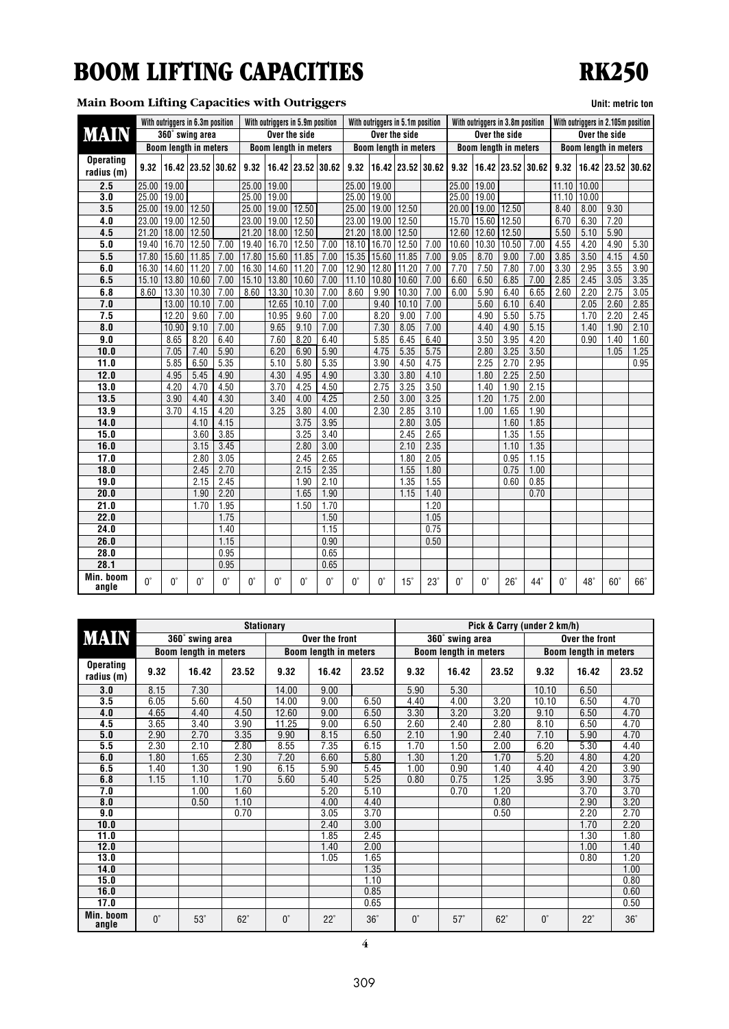# BOOM LIFTING CAPACITIES

# RK250

**Main Boom Lifting Capacities with Outriggers**

Unit: metric ton

| MAIN | With outriggers in 6.3m position 360° swing area | | | | With outriggers in 5.9m position Over the side | | | | With outriggers in 5.1m position Over the side | | | | With outriggers in 3.8m position Over the side | | | | With outriggers in 2.105m position Over the side | | | |
|---|---|---|---|---|---|---|---|---|---|---|---|---|---|---|---|---|---|---|---|---|
| | Boom length in meters | | | | Boom length in meters | | | | Boom length in meters | | | | Boom length in meters | | | | Boom length in meters | | | |
| Operating radius (m) | 9.32 | 16.42 | 23.52 | 30.62 | 9.32 | 16.42 | 23.52 | 30.62 | 9.32 | 16.42 | 23.52 | 30.62 | 9.32 | 16.42 | 23.52 | 30.62 | 9.32 | 16.42 | 23.52 | 30.62 |
| 2.5 | 25.00 | 19.00 | | | 25.00 | 19.00 | | | 25.00 | 19.00 | | | 25.00 | 19.00 | | | 11.10 | 10.00 | | |
| 3.0 | 25.00 | 19.00 | | | 25.00 | 19.00 | | | 25.00 | 19.00 | | | 25.00 | 19.00 | | | 11.10 | 10.00 | | |
| 3.5 | 25.00 | 19.00 | 12.50 | | 25.00 | 19.00 | 12.50 | | 25.00 | 19.00 | 12.50 | | 20.00 | 19.00 | 12.50 | | 8.40 | 8.00 | 9.30 | |
| 4.0 | 23.00 | 19.00 | 12.50 | | 23.00 | 19.00 | 12.50 | | 23.00 | 19.00 | 12.50 | | 15.70 | 15.60 | 12.50 | | 6.70 | 6.30 | 7.20 | |
| 4.5 | 21.20 | 18.00 | 12.50 | | 21.20 | 18.00 | 12.50 | | 21.20 | 18.00 | 12.50 | | 12.60 | 12.60 | 12.50 | | 5.50 | 5.10 | 5.90 | |
| 5.0 | 19.40 | 16.70 | 12.50 | 7.00 | 19.40 | 16.70 | 12.50 | 7.00 | 18.10 | 16.70 | 12.50 | 7.00 | 10.60 | 10.30 | 10.50 | 7.00 | 4.55 | 4.20 | 4.90 | 5.30 |
| 5.5 | 17.80 | 15.60 | 11.85 | 7.00 | 17.80 | 15.60 | 11.85 | 7.00 | 15.35 | 15.60 | 11.85 | 7.00 | 9.05 | 8.70 | 9.00 | 7.00 | 3.85 | 3.50 | 4.15 | 4.50 |
| 6.0 | 16.30 | 14.60 | 11.20 | 7.00 | 16.30 | 14.60 | 11.20 | 7.00 | 12.90 | 12.80 | 11.20 | 7.00 | 7.70 | 7.50 | 7.80 | 7.00 | 3.30 | 2.95 | 3.55 | 3.90 |
| 6.5 | 15.10 | 13.80 | 10.60 | 7.00 | 15.10 | 13.80 | 10.60 | 7.00 | 11.10 | 10.80 | 10.60 | 7.00 | 6.60 | 6.50 | 6.85 | 7.00 | 2.85 | 2.45 | 3.05 | 3.35 |
| 6.8 | 8.60 | 13.30 | 10.30 | 7.00 | 8.60 | 13.30 | 10.30 | 7.00 | 8.60 | 9.90 | 10.30 | 7.00 | 6.00 | 5.90 | 6.40 | 6.65 | 2.60 | 2.20 | 2.75 | 3.05 |
| 7.0 | | 13.00 | 10.10 | 7.00 | | 12.65 | 10.10 | 7.00 | | 9.40 | 10.10 | 7.00 | | 5.60 | 6.10 | 6.40 | | 2.05 | 2.60 | 2.85 |
| 7.5 | | 12.20 | 9.60 | 7.00 | | 10.95 | 9.60 | 7.00 | | 8.20 | 9.00 | 7.00 | | 4.90 | 5.50 | 5.75 | | 1.70 | 2.20 | 2.45 |
| 8.0 | | 10.90 | 9.10 | 7.00 | | 9.65 | 9.10 | 7.00 | | 7.30 | 8.05 | 7.00 | | 4.40 | 4.90 | 5.15 | | 1.40 | 1.90 | 2.10 |
| 9.0 | | 8.65 | 8.20 | 6.40 | | 7.60 | 8.20 | 6.40 | | 5.85 | 6.45 | 6.40 | | 3.50 | 3.95 | 4.20 | | 0.90 | 1.40 | 1.60 |
| 10.0 | | 7.05 | 7.40 | 5.90 | | 6.20 | 6.90 | 5.90 | | 4.75 | 5.35 | 5.75 | | 2.80 | 3.25 | 3.50 | | | 1.05 | 1.25 |
| 11.0 | | 5.85 | 6.50 | 5.35 | | 5.10 | 5.80 | 5.35 | | 3.90 | 4.50 | 4.75 | | 2.25 | 2.70 | 2.95 | | | | 0.95 |
| 12.0 | | 4.95 | 5.45 | 4.90 | | 4.30 | 4.95 | 4.90 | | 3.30 | 3.80 | 4.10 | | 1.80 | 2.25 | 2.50 | | | | |
| 13.0 | | 4.20 | 4.70 | 4.50 | | 3.70 | 4.25 | 4.50 | | 2.75 | 3.25 | 3.50 | | 1.40 | 1.90 | 2.15 | | | | |
| 13.5 | | 3.90 | 4.40 | 4.30 | | 3.40 | 4.00 | 4.25 | | 2.50 | 3.00 | 3.25 | | 1.20 | 1.75 | 2.00 | | | | |
| 13.9 | | 3.70 | 4.15 | 4.20 | | 3.25 | 3.80 | 4.00 | | 2.30 | 2.85 | 3.10 | | 1.00 | 1.65 | 1.90 | | | | |
| 14.0 | | | 4.10 | 4.15 | | | 3.75 | 3.95 | | | 2.80 | 3.05 | | | 1.60 | 1.85 | | | | |
| 15.0 | | | 3.60 | 3.85 | | | 3.25 | 3.40 | | | 2.45 | 2.65 | | | 1.35 | 1.55 | | | | |
| 16.0 | | | 3.15 | 3.45 | | | 2.80 | 3.00 | | | 2.10 | 2.35 | | | 1.10 | 1.35 | | | | |
| 17.0 | | | 2.80 | 3.05 | | | 2.45 | 2.65 | | | 1.80 | 2.05 | | | 0.95 | 1.15 | | | | |
| 18.0 | | | 2.45 | 2.70 | | | 2.15 | 2.35 | | | 1.55 | 1.80 | | | 0.75 | 1.00 | | | | |
| 19.0 | | | 2.15 | 2.45 | | | 1.90 | 2.10 | | | 1.35 | 1.55 | | | 0.60 | 0.85 | | | | |
| 20.0 | | | 1.90 | 2.20 | | | 1.65 | 1.90 | | | 1.15 | 1.40 | | | | 0.70 | | | | |
| 21.0 | | | 1.70 | 1.95 | | | 1.50 | 1.70 | | | | 1.20 | | | | | | | | |
| 22.0 | | | | 1.75 | | | | 1.50 | | | | 1.05 | | | | | | | | |
| 24.0 | | | | 1.40 | | | | 1.15 | | | | 0.75 | | | | | | | | |
| 26.0 | | | | 1.15 | | | | 0.90 | | | | 0.50 | | | | | | | | |
| 28.0 | | | | 0.95 | | | | 0.65 | | | | | | | | | | | | |
| 28.1 | | | | 0.95 | | | | 0.65 | | | | | | | | | | | | |
| Min. boom angle | 0° | 0° | 0° | 0° | 0° | 0° | 0° | 0° | 0° | 0° | 15° | 23° | 0° | 0° | 26° | 44° | 0° | 48° | 60° | 66° |

| MAIN | Stationary | | | | | | Pick & Carry (under 2 km/h) | | | | | |
|---|---|---|---|---|---|---|---|---|---|---|---|---|
| | 360° swing area | | | Over the front | | | 360° swing area | | | Over the front | | |
| | Boom length in meters | | | Boom length in meters | | | Boom length in meters | | | Boom length in meters | | |
| Operating radius (m) | 9.32 | 16.42 | 23.52 | 9.32 | 16.42 | 23.52 | 9.32 | 16.42 | 23.52 | 9.32 | 16.42 | 23.52 |
| 3.0 | 8.15 | 7.30 | | 14.00 | 9.00 | | 5.90 | 5.30 | | 10.10 | 6.50 | |
| 3.5 | 6.05 | 5.60 | 4.50 | 14.00 | 9.00 | 6.50 | 4.40 | 4.00 | 3.20 | 10.10 | 6.50 | 4.70 |
| 4.0 | 4.65 | 4.40 | 4.50 | 12.60 | 9.00 | 6.50 | 3.30 | 3.20 | 3.20 | 9.10 | 6.50 | 4.70 |
| 4.5 | 3.65 | 3.40 | 3.90 | 11.25 | 9.00 | 6.50 | 2.60 | 2.40 | 2.80 | 8.10 | 6.50 | 4.70 |
| 5.0 | 2.90 | 2.70 | 3.35 | 9.90 | 8.15 | 6.50 | 2.10 | 1.90 | 2.40 | 7.10 | 5.90 | 4.70 |
| 5.5 | 2.30 | 2.10 | 2.80 | 8.55 | 7.35 | 6.15 | 1.70 | 1.50 | 2.00 | 6.20 | 5.30 | 4.40 |
| 6.0 | 1.80 | 1.65 | 2.30 | 7.20 | 6.60 | 5.80 | 1.30 | 1.20 | 1.70 | 5.20 | 4.80 | 4.20 |
| 6.5 | 1.40 | 1.30 | 1.90 | 6.15 | 5.90 | 5.45 | 1.00 | 0.90 | 1.40 | 4.40 | 4.20 | 3.90 |
| 6.8 | 1.15 | 1.10 | 1.70 | 5.60 | 5.40 | 5.25 | 0.80 | 0.75 | 1.25 | 3.95 | 3.90 | 3.75 |
| 7.0 | | 1.00 | 1.60 | | 5.20 | 5.10 | | 0.70 | 1.20 | | 3.70 | 3.70 |
| 8.0 | | 0.50 | 1.10 | | 4.00 | 4.40 | | | 0.80 | | 2.90 | 3.20 |
| 9.0 | | | 0.70 | | 3.05 | 3.70 | | | 0.50 | | 2.20 | 2.70 |
| 10.0 | | | | | 2.40 | 3.00 | | | | | 1.70 | 2.20 |
| 11.0 | | | | | 1.85 | 2.45 | | | | | 1.30 | 1.80 |
| 12.0 | | | | | 1.40 | 2.00 | | | | | 1.00 | 1.40 |
| 13.0 | | | | | 1.05 | 1.65 | | | | | 0.80 | 1.20 |
| 14.0 | | | | | | 1.35 | | | | | | 1.00 |
| 15.0 | | | | | | 1.10 | | | | | | 0.80 |
| 16.0 | | | | | | 0.85 | | | | | | 0.60 |
| 17.0 | | | | | | 0.65 | | | | | | 0.50 |
| Min. boom angle | 0° | 53° | 62° | 0° | 22° | 36° | 0° | 57° | 62° | 0° | 22° | 36° |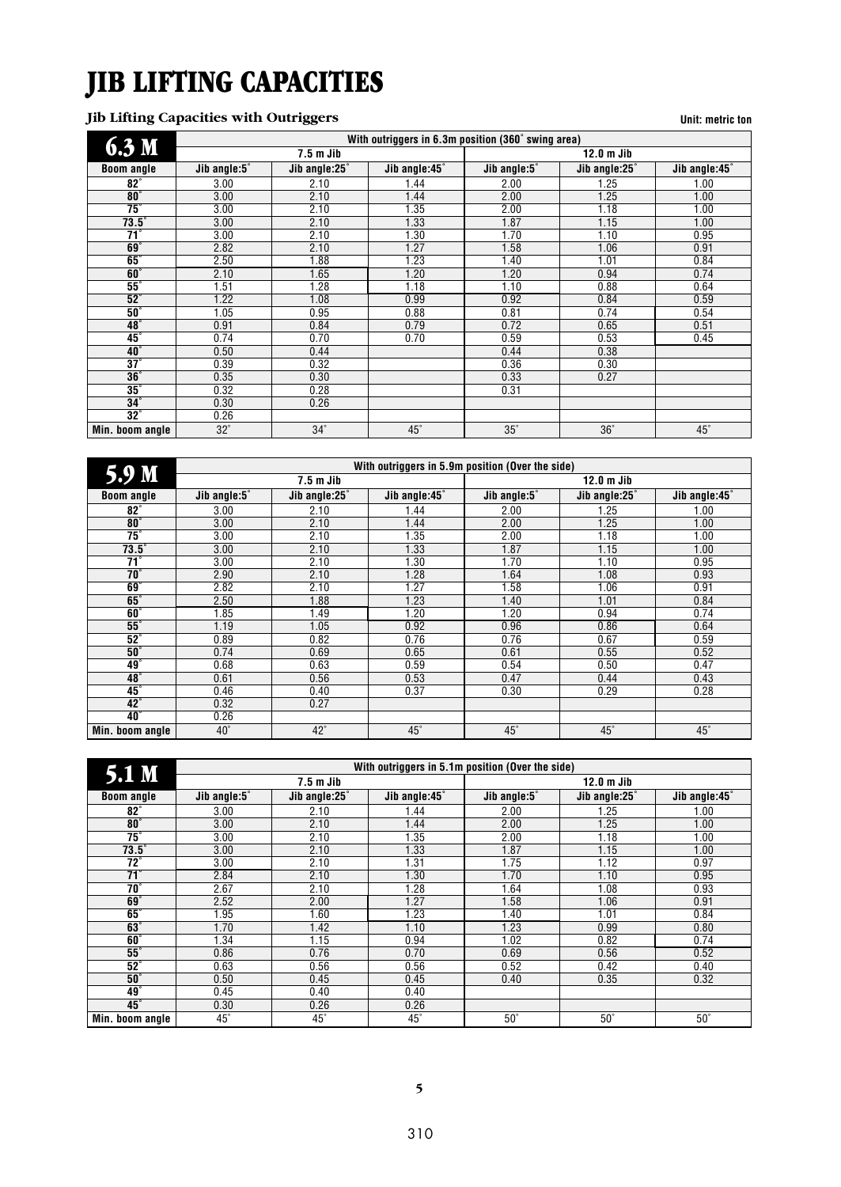# JIB LIFTING CAPACITIES

**Jib Lifting Capacities with Outriggers**

Unit: metric ton

| 6.3 M | With outriggers in 6.3m position (360° swing area) | | | | | |
|---|---|---|---|---|---|---|
| | 7.5 m Jib | | | 12.0 m Jib | | |
| Boom angle | Jib angle:5° | Jib angle:25° | Jib angle:45° | Jib angle:5° | Jib angle:25° | Jib angle:45° |
| 82° | 3.00 | 2.10 | 1.44 | 2.00 | 1.25 | 1.00 |
| 80° | 3.00 | 2.10 | 1.44 | 2.00 | 1.25 | 1.00 |
| 75° | 3.00 | 2.10 | 1.35 | 2.00 | 1.18 | 1.00 |
| 73.5° | 3.00 | 2.10 | 1.33 | 1.87 | 1.15 | 1.00 |
| 71° | 3.00 | 2.10 | 1.30 | 1.70 | 1.10 | 0.95 |
| 69° | 2.82 | 2.10 | 1.27 | 1.58 | 1.06 | 0.91 |
| 65° | 2.50 | 1.88 | 1.23 | 1.40 | 1.01 | 0.84 |
| 60° | 2.10 | 1.65 | 1.20 | 1.20 | 0.94 | 0.74 |
| 55° | 1.51 | 1.28 | 1.18 | 1.10 | 0.88 | 0.64 |
| 52° | 1.22 | 1.08 | 0.99 | 0.92 | 0.84 | 0.59 |
| 50° | 1.05 | 0.95 | 0.88 | 0.81 | 0.74 | 0.54 |
| 48° | 0.91 | 0.84 | 0.79 | 0.72 | 0.65 | 0.51 |
| 45° | 0.74 | 0.70 | 0.70 | 0.59 | 0.53 | 0.45 |
| 40° | 0.50 | 0.44 | | 0.44 | 0.38 | |
| 37° | 0.39 | 0.32 | | 0.36 | 0.30 | |
| 36° | 0.35 | 0.30 | | 0.33 | 0.27 | |
| 35° | 0.32 | 0.28 | | 0.31 | | |
| 34° | 0.30 | 0.26 | | | | |
| 32° | 0.26 | | | | | |
| Min. boom angle | 32° | 34° | 45° | 35° | 36° | 45° |

| 5.9 M | With outriggers in 5.9m position (Over the side) | | | | | |
|---|---|---|---|---|---|---|
| | 7.5 m Jib | | | 12.0 m Jib | | |
| Boom angle | Jib angle:5° | Jib angle:25° | Jib angle:45° | Jib angle:5° | Jib angle:25° | Jib angle:45° |
| 82° | 3.00 | 2.10 | 1.44 | 2.00 | 1.25 | 1.00 |
| 80° | 3.00 | 2.10 | 1.44 | 2.00 | 1.25 | 1.00 |
| 75° | 3.00 | 2.10 | 1.35 | 2.00 | 1.18 | 1.00 |
| 73.5° | 3.00 | 2.10 | 1.33 | 1.87 | 1.15 | 1.00 |
| 71° | 3.00 | 2.10 | 1.30 | 1.70 | 1.10 | 0.95 |
| 70° | 2.90 | 2.10 | 1.28 | 1.64 | 1.08 | 0.93 |
| 69° | 2.82 | 2.10 | 1.27 | 1.58 | 1.06 | 0.91 |
| 65° | 2.50 | 1.88 | 1.23 | 1.40 | 1.01 | 0.84 |
| 60° | 1.85 | 1.49 | 1.20 | 1.20 | 0.94 | 0.74 |
| 55° | 1.19 | 1.05 | 0.92 | 0.96 | 0.86 | 0.64 |
| 52° | 0.89 | 0.82 | 0.76 | 0.76 | 0.67 | 0.59 |
| 50° | 0.74 | 0.69 | 0.65 | 0.61 | 0.55 | 0.52 |
| 49° | 0.68 | 0.63 | 0.59 | 0.54 | 0.50 | 0.47 |
| 48° | 0.61 | 0.56 | 0.53 | 0.47 | 0.44 | 0.43 |
| 45° | 0.46 | 0.40 | 0.37 | 0.30 | 0.29 | 0.28 |
| 42° | 0.32 | 0.27 | | | | |
| 40° | 0.26 | | | | | |
| Min. boom angle | 40° | 42° | 45° | 45° | 45° | 45° |

| 5.1 M | With outriggers in 5.1m position (Over the side) | | | | | |
|---|---|---|---|---|---|---|
| | 7.5 m Jib | | | 12.0 m Jib | | |
| Boom angle | Jib angle:5° | Jib angle:25° | Jib angle:45° | Jib angle:5° | Jib angle:25° | Jib angle:45° |
| 82° | 3.00 | 2.10 | 1.44 | 2.00 | 1.25 | 1.00 |
| 80° | 3.00 | 2.10 | 1.44 | 2.00 | 1.25 | 1.00 |
| 75° | 3.00 | 2.10 | 1.35 | 2.00 | 1.18 | 1.00 |
| 73.5° | 3.00 | 2.10 | 1.33 | 1.87 | 1.15 | 1.00 |
| 72° | 3.00 | 2.10 | 1.31 | 1.75 | 1.12 | 0.97 |
| 71° | 2.84 | 2.10 | 1.30 | 1.70 | 1.10 | 0.95 |
| 70° | 2.67 | 2.10 | 1.28 | 1.64 | 1.08 | 0.93 |
| 69° | 2.52 | 2.00 | 1.27 | 1.58 | 1.06 | 0.91 |
| 65° | 1.95 | 1.60 | 1.23 | 1.40 | 1.01 | 0.84 |
| 63° | 1.70 | 1.42 | 1.10 | 1.23 | 0.99 | 0.80 |
| 60° | 1.34 | 1.15 | 0.94 | 1.02 | 0.82 | 0.74 |
| 55° | 0.86 | 0.76 | 0.70 | 0.69 | 0.56 | 0.52 |
| 52° | 0.63 | 0.56 | 0.56 | 0.52 | 0.42 | 0.40 |
| 50° | 0.50 | 0.45 | 0.45 | 0.40 | 0.35 | 0.32 |
| 49° | 0.45 | 0.40 | 0.40 | | | |
| 45° | 0.30 | 0.26 | 0.26 | | | |
| Min. boom angle | 45° | 45° | 45° | 50° | 50° | 50° |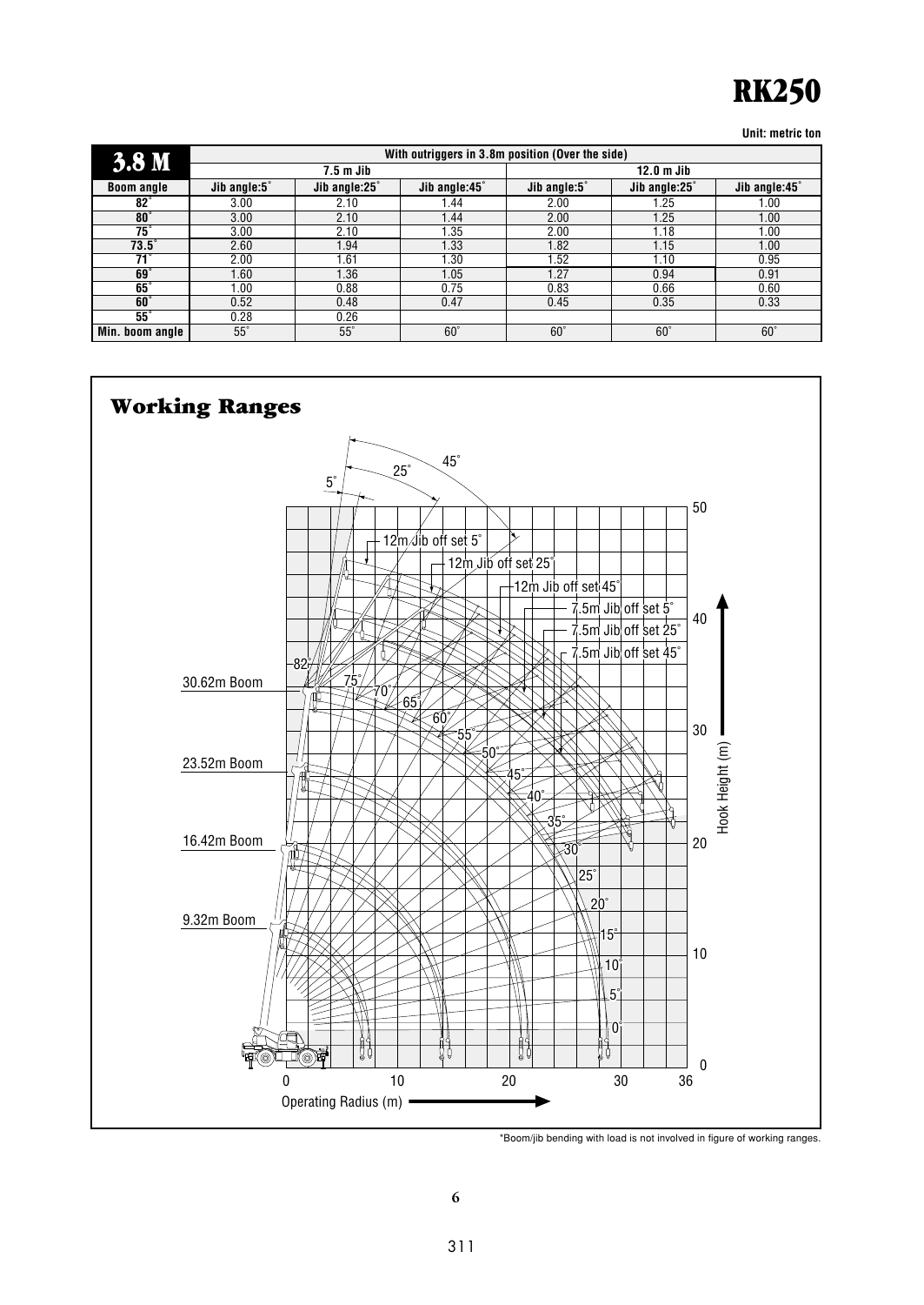# RK250

Unit: metric ton

| 3.8 M | With outriggers in 3.8m position (Over the side) | | | | | |
|---|---|---|---|---|---|---|
| | 7.5 m Jib | | | 12.0 m Jib | | |
| Boom angle | Jib angle:5˚ | Jib angle:25˚ | Jib angle:45˚ | Jib angle:5˚ | Jib angle:25˚ | Jib angle:45˚ |
| 82˚ | 3.00 | 2.10 | 1.44 | 2.00 | 1.25 | 1.00 |
| 80˚ | 3.00 | 2.10 | 1.44 | 2.00 | 1.25 | 1.00 |
| 75˚ | 3.00 | 2.10 | 1.35 | 2.00 | 1.18 | 1.00 |
| 73.5˚ | 2.60 | 1.94 | 1.33 | 1.82 | 1.15 | 1.00 |
| 71˚ | 2.00 | 1.61 | 1.30 | 1.52 | 1.10 | 0.95 |
| 69˚ | 1.60 | 1.36 | 1.05 | 1.27 | 0.94 | 0.91 |
| 65˚ | 1.00 | 0.88 | 0.75 | 0.83 | 0.66 | 0.60 |
| 60˚ | 0.52 | 0.48 | 0.47 | 0.45 | 0.35 | 0.33 |
| 55˚ | 0.28 | 0.26 | | | | |
| Min. boom angle | 55˚ | 55˚ | 60˚ | 60˚ | 60˚ | 60˚ |

## Working Ranges

*Boom/jib bending with load is not involved in figure of working ranges.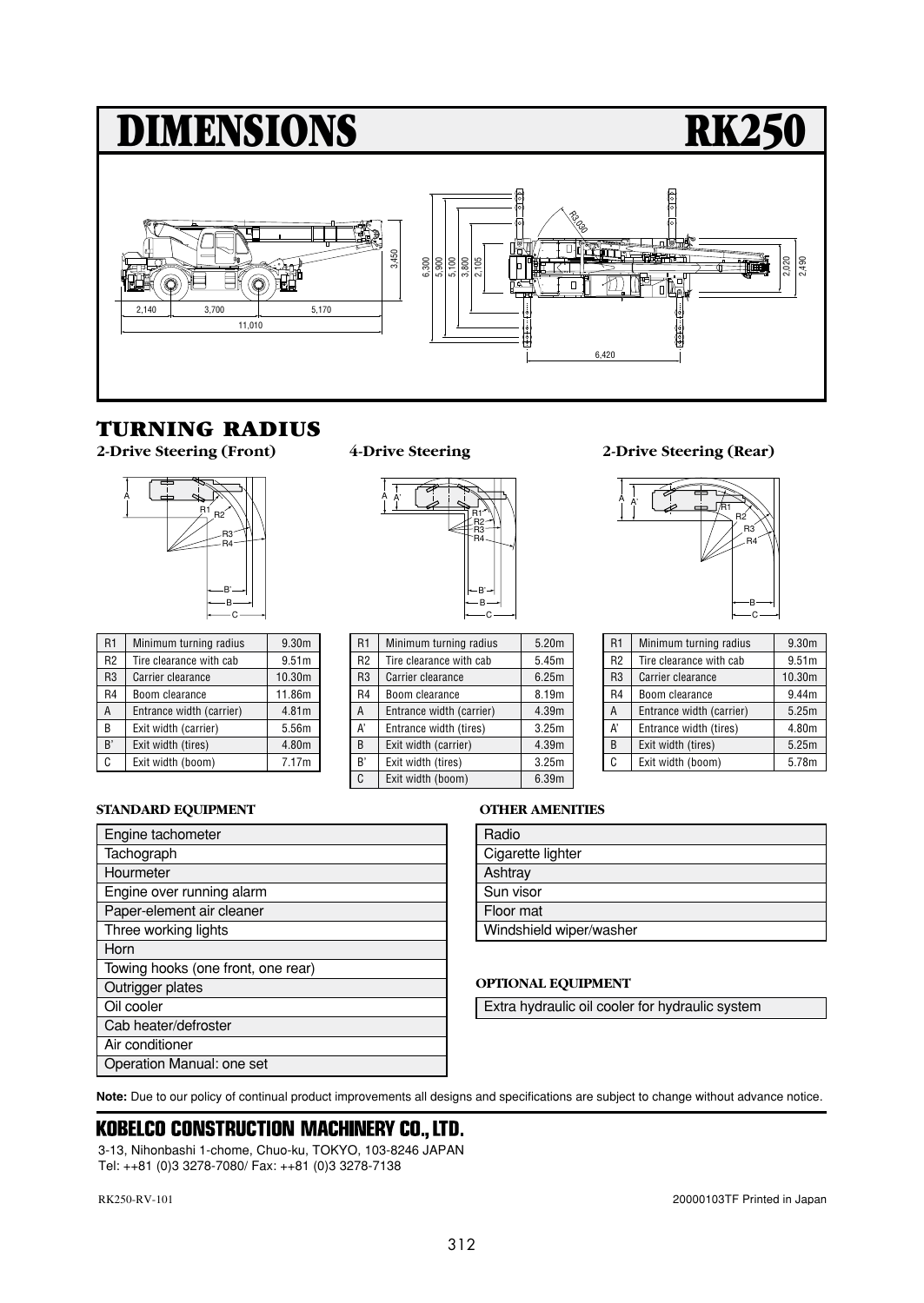# DIMENSIONS RK250

2,140
3,700
5,170
11,010
3,450
6,300
5,900
5,100
3,800
2,105
R3,030
6,420
2,020
2,490

## TURNING RADIUS

### 2-Drive Steering (Front)

| | | |
|---|---|---|
| R1 | Minimum turning radius | 9.30m |
| R2 | Tire clearance with cab | 9.51m |
| R3 | Carrier clearance | 10.30m |
| R4 | Boom clearance | 11.86m |
| A | Entrance width (carrier) | 4.81m |
| B | Exit width (carrier) | 5.56m |
| B' | Exit width (tires) | 4.80m |
| C | Exit width (boom) | 7.17m |

### 4-Drive Steering

| | | |
|---|---|---|
| R1 | Minimum turning radius | 5.20m |
| R2 | Tire clearance with cab | 5.45m |
| R3 | Carrier clearance | 6.25m |
| R4 | Boom clearance | 8.19m |
| A | Entrance width (carrier) | 4.39m |
| A' | Entrance width (tires) | 3.25m |
| B | Exit width (carrier) | 4.39m |
| B' | Exit width (tires) | 3.25m |
| C | Exit width (boom) | 6.39m |

### 2-Drive Steering (Rear)

| | | |
|---|---|---|
| R1 | Minimum turning radius | 9.30m |
| R2 | Tire clearance with cab | 9.51m |
| R3 | Carrier clearance | 10.30m |
| R4 | Boom clearance | 9.44m |
| A | Entrance width (carrier) | 5.25m |
| A' | Entrance width (tires) | 4.80m |
| B | Exit width (tires) | 5.25m |
| C | Exit width (boom) | 5.78m |

### STANDARD EQUIPMENT

- Engine tachometer
- Tachograph
- Hourmeter
- Engine over running alarm
- Paper-element air cleaner
- Three working lights
- Horn
- Towing hooks (one front, one rear)
- Outrigger plates
- Oil cooler
- Cab heater/defroster
- Air conditioner
- Operation Manual: one set

### OTHER AMENITIES

- Radio
- Cigarette lighter
- Ashtray
- Sun visor
- Floor mat
- Windshield wiper/washer

### OPTIONAL EQUIPMENT

- Extra hydraulic oil cooler for hydraulic system

**Note:** Due to our policy of continual product improvements all designs and specifications are subject to change without advance notice.

**KOBELCO CONSTRUCTION MACHINERY CO., LTD.**

3-13, Nihonbashi 1-chome, Chuo-ku, TOKYO, 103-8246 JAPAN
Tel: ++81 (0)3 3278-7080/ Fax: ++81 (0)3 3278-7138

RK250-RV-101

20000103TF Printed in Japan